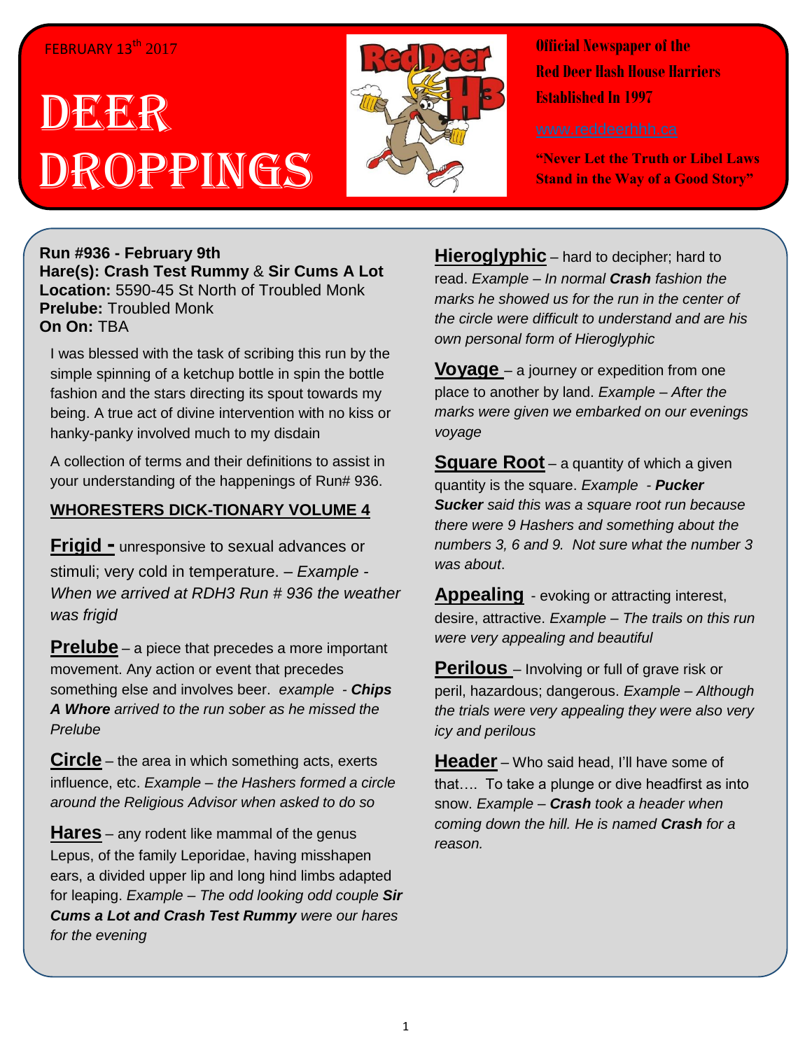FEBRUARY 13th 2017

# DEER DROPPINGS

**Official Newspaper of the Red Deer Hash House Harriers Established In 1997**

www.reddeerhhh.ca

**"Never Let the Truth or Libel Laws Stand in the Way of a Good Story"**

**Run #936 - February 9th**
**Hare(s): Crash Test Rummy** & **Sir Cums A Lot**
**Location:** 5590-45 St North of Troubled Monk
**Prelube:** Troubled Monk
**On On:** TBA

I was blessed with the task of scribing this run by the simple spinning of a ketchup bottle in spin the bottle fashion and the stars directing its spout towards my being. A true act of divine intervention with no kiss or hanky-panky involved much to my disdain

A collection of terms and their definitions to assist in your understanding of the happenings of Run# 936.

## WHORESTERS DICK-TIONARY VOLUME 4

**Frigid -** unresponsive to sexual advances or stimuli; very cold in temperature. – *Example - When we arrived at RDH3 Run # 936 the weather was frigid*

**Prelube** – a piece that precedes a more important movement. Any action or event that precedes something else and involves beer. *example - **Chips A Whore** arrived to the run sober as he missed the Prelube*

**Circle** – the area in which something acts, exerts influence, etc. *Example – the Hashers formed a circle around the Religious Advisor when asked to do so*

**Hares** – any rodent like mammal of the genus Lepus, of the family Leporidae, having misshapen ears, a divided upper lip and long hind limbs adapted for leaping. *Example – The odd looking odd couple **Sir Cums a Lot and Crash Test Rummy** were our hares for the evening*

**Hieroglyphic** – hard to decipher; hard to read. *Example – In normal **Crash** fashion the marks he showed us for the run in the center of the circle were difficult to understand and are his own personal form of Hieroglyphic*

**Voyage** – a journey or expedition from one place to another by land. *Example – After the marks were given we embarked on our evenings voyage*

**Square Root** – a quantity of which a given quantity is the square. *Example - **Pucker Sucker** said this was a square root run because there were 9 Hashers and something about the numbers 3, 6 and 9. Not sure what the number 3 was about.*

**Appealing** - evoking or attracting interest, desire, attractive. *Example – The trails on this run were very appealing and beautiful*

**Perilous** – Involving or full of grave risk or peril, hazardous; dangerous. *Example – Although the trials were very appealing they were also very icy and perilous*

**Header** – Who said head, I'll have some of that…. To take a plunge or dive headfirst as into snow. *Example – **Crash** took a header when coming down the hill. He is named **Crash** for a reason.*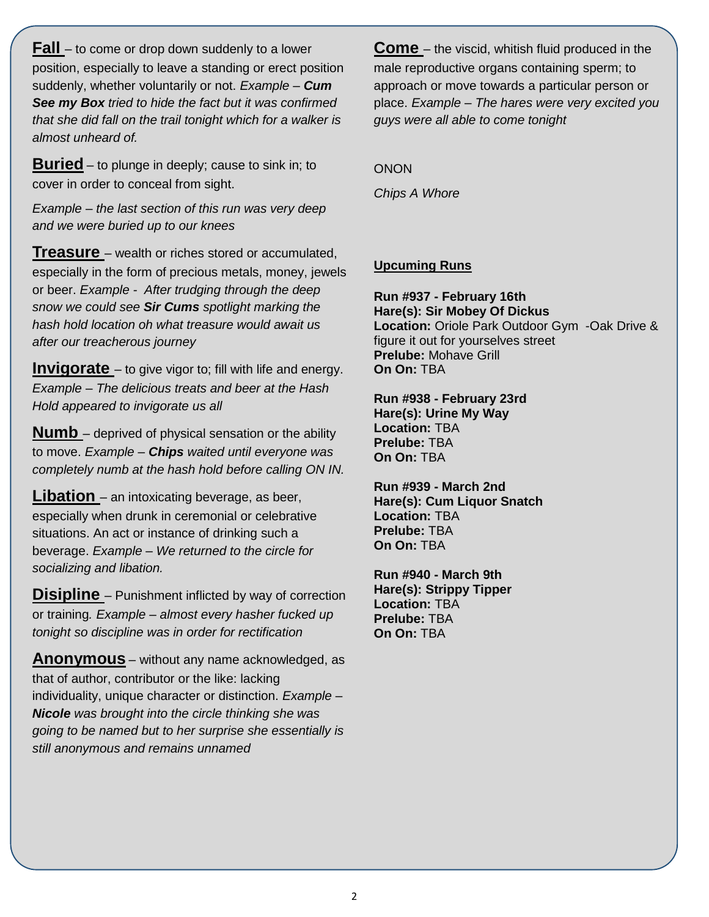**Fall** – to come or drop down suddenly to a lower position, especially to leave a standing or erect position suddenly, whether voluntarily or not. *Example – **Cum See my Box** tried to hide the fact but it was confirmed that she did fall on the trail tonight which for a walker is almost unheard of.*

**Buried** – to plunge in deeply; cause to sink in; to cover in order to conceal from sight.

*Example – the last section of this run was very deep and we were buried up to our knees*

**Treasure** – wealth or riches stored or accumulated, especially in the form of precious metals, money, jewels or beer. *Example - After trudging through the deep snow we could see **Sir Cums** spotlight marking the hash hold location oh what treasure would await us after our treacherous journey*

**Invigorate** – to give vigor to; fill with life and energy. *Example – The delicious treats and beer at the Hash Hold appeared to invigorate us all*

**Numb** – deprived of physical sensation or the ability to move. *Example – **Chips** waited until everyone was completely numb at the hash hold before calling ON IN.*

**Libation** – an intoxicating beverage, as beer, especially when drunk in ceremonial or celebrative situations. An act or instance of drinking such a beverage. *Example – We returned to the circle for socializing and libation.*

**Disipline** – Punishment inflicted by way of correction or training. *Example – almost every hasher fucked up tonight so discipline was in order for rectification*

**Anonymous** – without any name acknowledged, as that of author, contributor or the like: lacking individuality, unique character or distinction. *Example – **Nicole** was brought into the circle thinking she was going to be named but to her surprise she essentially is still anonymous and remains unnamed*

**Come** – the viscid, whitish fluid produced in the male reproductive organs containing sperm; to approach or move towards a particular person or place. *Example – The hares were very excited you guys were all able to come tonight*

ONON

*Chips A Whore*

**Upcuming Runs**

**Run #937 - February 16th**
**Hare(s): Sir Mobey Of Dickus**
**Location:** Oriole Park Outdoor Gym -Oak Drive & figure it out for yourselves street
**Prelube:** Mohave Grill
**On On:** TBA

**Run #938 - February 23rd**
**Hare(s): Urine My Way**
**Location:** TBA
**Prelube:** TBA
**On On:** TBA

**Run #939 - March 2nd**
**Hare(s): Cum Liquor Snatch**
**Location:** TBA
**Prelube:** TBA
**On On:** TBA

**Run #940 - March 9th**
**Hare(s): Strippy Tipper**
**Location:** TBA
**Prelube:** TBA
**On On:** TBA